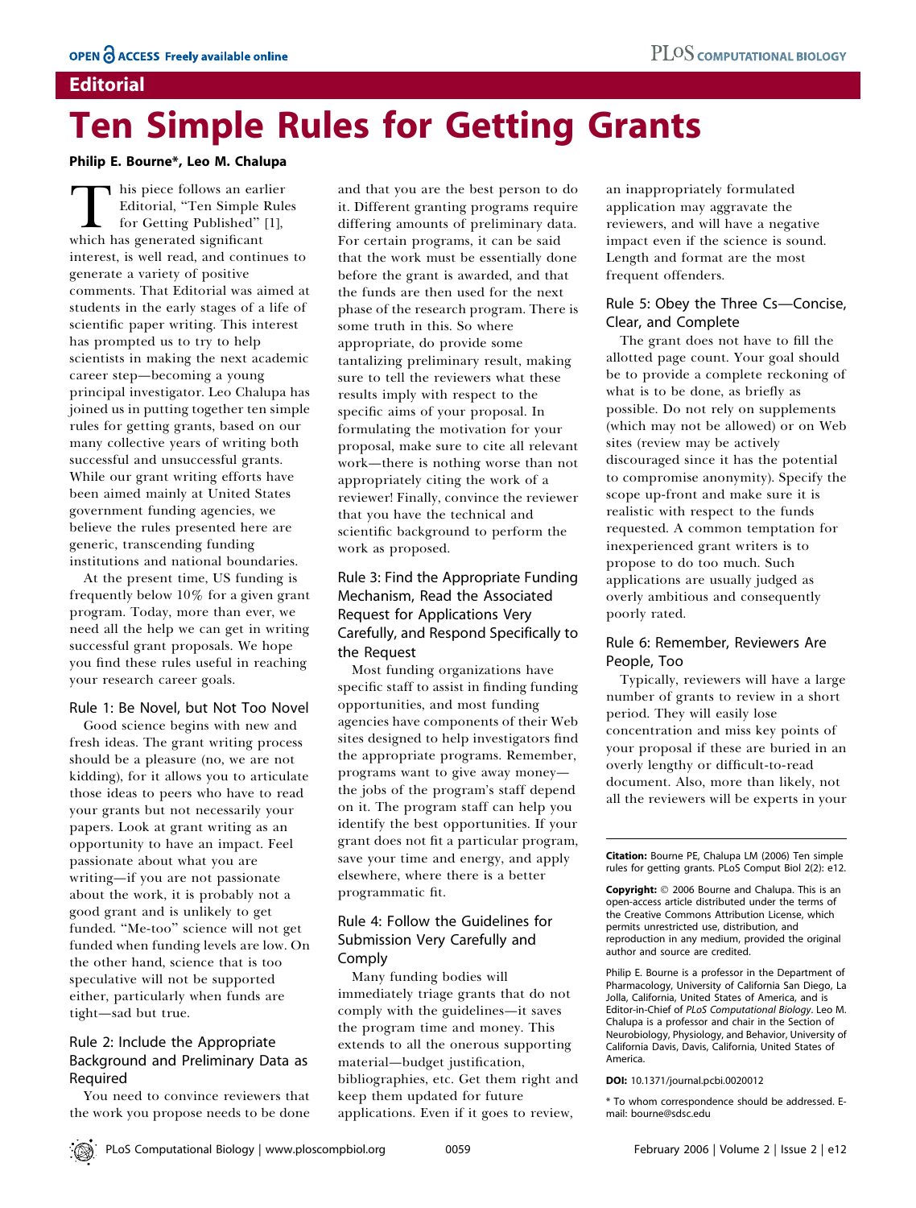## Editorial

# Ten Simple Rules for Getting Grants

**Philip E. Bourne*, Leo M. Chalupa**

This piece follows an earlier Editorial, "Ten Simple Rules for Getting Published" [1], which has generated significant interest, is well read, and continues to generate a variety of positive comments. That Editorial was aimed at students in the early stages of a life of scientific paper writing. This interest has prompted us to try to help scientists in making the next academic career step—becoming a young principal investigator. Leo Chalupa has joined us in putting together ten simple rules for getting grants, based on our many collective years of writing both successful and unsuccessful grants. While our grant writing efforts have been aimed mainly at United States government funding agencies, we believe the rules presented here are generic, transcending funding institutions and national boundaries.

At the present time, US funding is frequently below 10% for a given grant program. Today, more than ever, we need all the help we can get in writing successful grant proposals. We hope you find these rules useful in reaching your research career goals.

### Rule 1: Be Novel, but Not Too Novel

Good science begins with new and fresh ideas. The grant writing process should be a pleasure (no, we are not kidding), for it allows you to articulate those ideas to peers who have to read your grants but not necessarily your papers. Look at grant writing as an opportunity to have an impact. Feel passionate about what you are writing—if you are not passionate about the work, it is probably not a good grant and is unlikely to get funded. "Me-too" science will not get funded when funding levels are low. On the other hand, science that is too speculative will not be supported either, particularly when funds are tight—sad but true.

### Rule 2: Include the Appropriate Background and Preliminary Data as Required

You need to convince reviewers that the work you propose needs to be done and that you are the best person to do it. Different granting programs require differing amounts of preliminary data. For certain programs, it can be said that the work must be essentially done before the grant is awarded, and that the funds are then used for the next phase of the research program. There is some truth in this. So where appropriate, do provide some tantalizing preliminary result, making sure to tell the reviewers what these results imply with respect to the specific aims of your proposal. In formulating the motivation for your proposal, make sure to cite all relevant work—there is nothing worse than not appropriately citing the work of a reviewer! Finally, convince the reviewer that you have the technical and scientific background to perform the work as proposed.

### Rule 3: Find the Appropriate Funding Mechanism, Read the Associated Request for Applications Very Carefully, and Respond Specifically to the Request

Most funding organizations have specific staff to assist in finding funding opportunities, and most funding agencies have components of their Web sites designed to help investigators find the appropriate programs. Remember, programs want to give away money—the jobs of the program's staff depend on it. The program staff can help you identify the best opportunities. If your grant does not fit a particular program, save your time and energy, and apply elsewhere, where there is a better programmatic fit.

### Rule 4: Follow the Guidelines for Submission Very Carefully and Comply

Many funding bodies will immediately triage grants that do not comply with the guidelines—it saves the program time and money. This extends to all the onerous supporting material—budget justification, bibliographies, etc. Get them right and keep them updated for future applications. Even if it goes to review, an inappropriately formulated application may aggravate the reviewers, and will have a negative impact even if the science is sound. Length and format are the most frequent offenders.

### Rule 5: Obey the Three Cs—Concise, Clear, and Complete

The grant does not have to fill the allotted page count. Your goal should be to provide a complete reckoning of what is to be done, as briefly as possible. Do not rely on supplements (which may not be allowed) or on Web sites (review may be actively discouraged since it has the potential to compromise anonymity). Specify the scope up-front and make sure it is realistic with respect to the funds requested. A common temptation for inexperienced grant writers is to propose to do too much. Such applications are usually judged as overly ambitious and consequently poorly rated.

### Rule 6: Remember, Reviewers Are People, Too

Typically, reviewers will have a large number of grants to review in a short period. They will easily lose concentration and miss key points of your proposal if these are buried in an overly lengthy or difficult-to-read document. Also, more than likely, not all the reviewers will be experts in your

---

**Citation:** Bourne PE, Chalupa LM (2006) Ten simple rules for getting grants. PLoS Comput Biol 2(2): e12.

**Copyright:** © 2006 Bourne and Chalupa. This is an open-access article distributed under the terms of the Creative Commons Attribution License, which permits unrestricted use, distribution, and reproduction in any medium, provided the original author and source are credited.

Philip E. Bourne is a professor in the Department of Pharmacology, University of California San Diego, La Jolla, California, United States of America, and is Editor-in-Chief of *PLoS Computational Biology*. Leo M. Chalupa is a professor and chair in the Section of Neurobiology, Physiology, and Behavior, University of California Davis, Davis, California, United States of America.

**DOI:** 10.1371/journal.pcbi.0020012

* To whom correspondence should be addressed. E-mail: bourne@sdsc.edu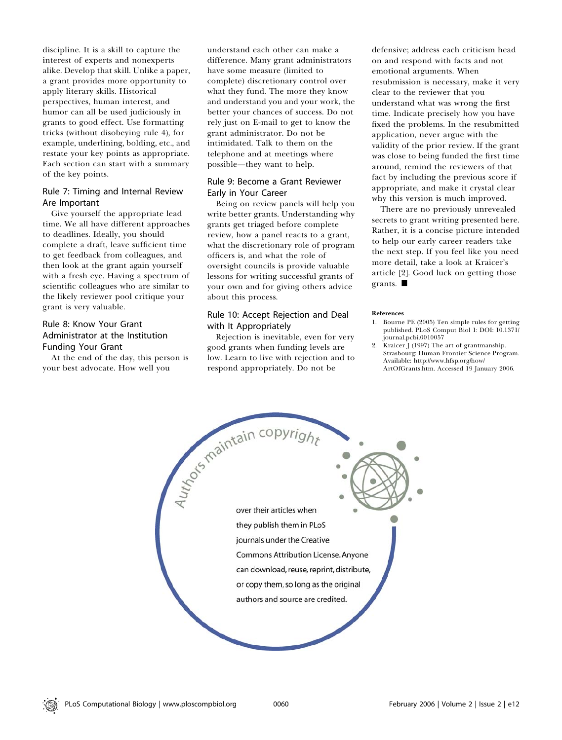discipline. It is a skill to capture the interest of experts and nonexperts alike. Develop that skill. Unlike a paper, a grant provides more opportunity to apply literary skills. Historical perspectives, human interest, and humor can all be used judiciously in grants to good effect. Use formatting tricks (without disobeying rule 4), for example, underlining, bolding, etc., and restate your key points as appropriate. Each section can start with a summary of the key points.

## Rule 7: Timing and Internal Review Are Important

Give yourself the appropriate lead time. We all have different approaches to deadlines. Ideally, you should complete a draft, leave sufficient time to get feedback from colleagues, and then look at the grant again yourself with a fresh eye. Having a spectrum of scientific colleagues who are similar to the likely reviewer pool critique your grant is very valuable.

## Rule 8: Know Your Grant Administrator at the Institution Funding Your Grant

At the end of the day, this person is your best advocate. How well you understand each other can make a difference. Many grant administrators have some measure (limited to complete) discretionary control over what they fund. The more they know and understand you and your work, the better your chances of success. Do not rely just on E-mail to get to know the grant administrator. Do not be intimidated. Talk to them on the telephone and at meetings where possible—they want to help.

## Rule 9: Become a Grant Reviewer Early in Your Career

Being on review panels will help you write better grants. Understanding why grants get triaged before complete review, how a panel reacts to a grant, what the discretionary role of program officers is, and what the role of oversight councils is provide valuable lessons for writing successful grants of your own and for giving others advice about this process.

## Rule 10: Accept Rejection and Deal with It Appropriately

Rejection is inevitable, even for very good grants when funding levels are low. Learn to live with rejection and to respond appropriately. Do not be defensive; address each criticism head on and respond with facts and not emotional arguments. When resubmission is necessary, make it very clear to the reviewer that you understand what was wrong the first time. Indicate precisely how you have fixed the problems. In the resubmitted application, never argue with the validity of the prior review. If the grant was close to being funded the first time around, remind the reviewers of that fact by including the previous score if appropriate, and make it crystal clear why this version is much improved.

There are no previously unrevealed secrets to grant writing presented here. Rather, it is a concise picture intended to help our early career readers take the next step. If you feel like you need more detail, take a look at Kraicer's article [2]. Good luck on getting those grants. ■

**References**

1. Bourne PE (2005) Ten simple rules for getting published. PLoS Comput Biol 1: DOI: 10.1371/journal.pcbi.0010057
2. Kraicer J (1997) The art of grantmanship. Strasbourg: Human Frontier Science Program. Available: http://www.hfsp.org/how/ArtOfGrants.htm. Accessed 19 January 2006.

Authors maintain copyright over their articles when they publish them in PLoS journals under the Creative Commons Attribution License. Anyone can download, reuse, reprint, distribute, or copy them, so long as the original authors and source are credited.